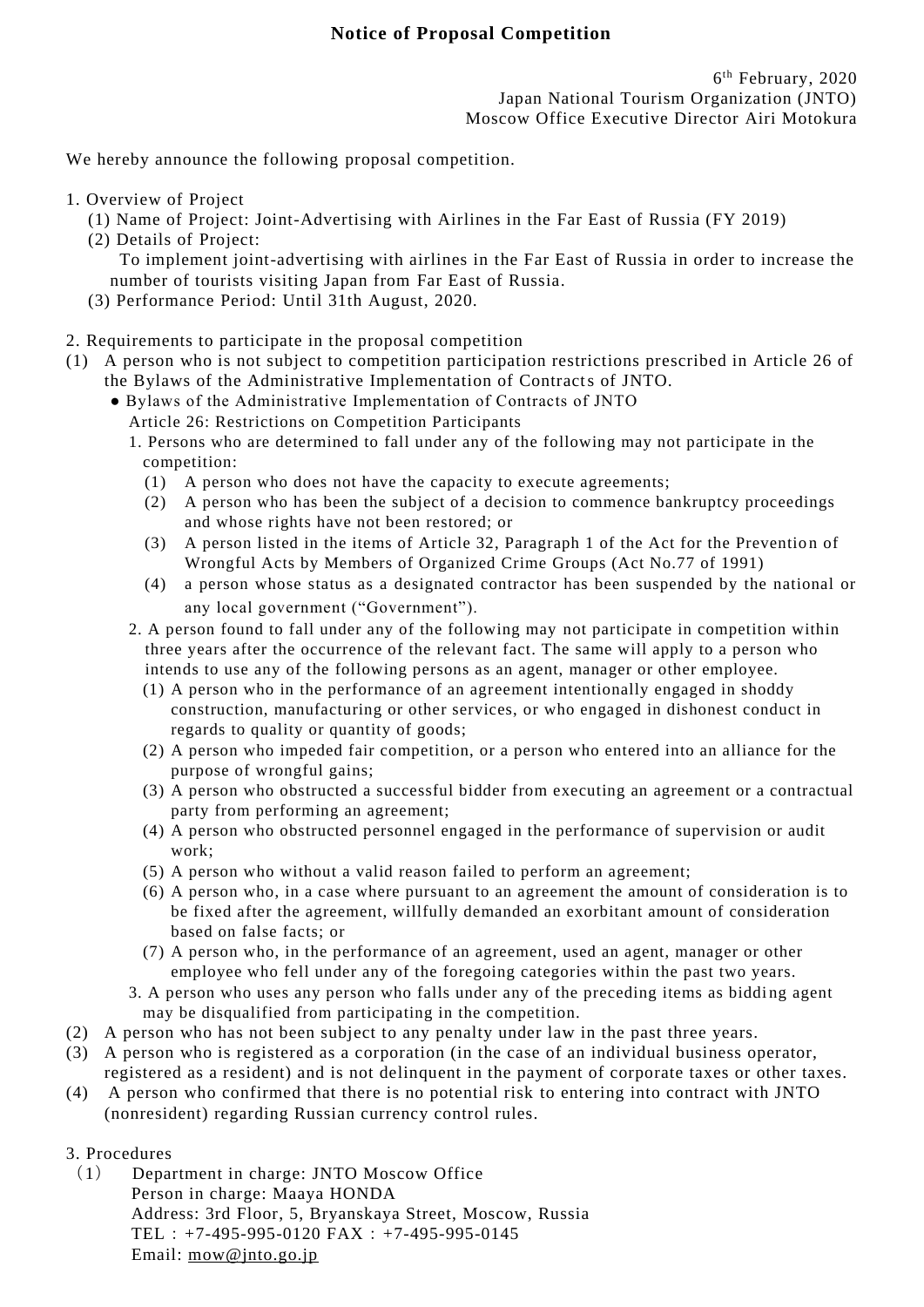# Notice of Proposal Competition

6th February, 2020
Japan National Tourism Organization (JNTO)
Moscow Office Executive Director Airi Motokura

We hereby announce the following proposal competition.

1. Overview of Project
   (1) Name of Project: Joint-Advertising with Airlines in the Far East of Russia (FY 2019)
   (2) Details of Project:
   To implement joint-advertising with airlines in the Far East of Russia in order to increase the number of tourists visiting Japan from Far East of Russia.
   (3) Performance Period: Until 31th August, 2020.

2. Requirements to participate in the proposal competition

(1) A person who is not subject to competition participation restrictions prescribed in Article 26 of the Bylaws of the Administrative Implementation of Contracts of JNTO.

- Bylaws of the Administrative Implementation of Contracts of JNTO
  Article 26: Restrictions on Competition Participants
  1. Persons who are determined to fall under any of the following may not participate in the competition:
     (1) A person who does not have the capacity to execute agreements;
     (2) A person who has been the subject of a decision to commence bankruptcy proceedings and whose rights have not been restored; or
     (3) A person listed in the items of Article 32, Paragraph 1 of the Act for the Prevention of Wrongful Acts by Members of Organized Crime Groups (Act No.77 of 1991)
     (4) a person whose status as a designated contractor has been suspended by the national or any local government ("Government").
  2. A person found to fall under any of the following may not participate in competition within three years after the occurrence of the relevant fact. The same will apply to a person who intends to use any of the following persons as an agent, manager or other employee.
     (1) A person who in the performance of an agreement intentionally engaged in shoddy construction, manufacturing or other services, or who engaged in dishonest conduct in regards to quality or quantity of goods;
     (2) A person who impeded fair competition, or a person who entered into an alliance for the purpose of wrongful gains;
     (3) A person who obstructed a successful bidder from executing an agreement or a contractual party from performing an agreement;
     (4) A person who obstructed personnel engaged in the performance of supervision or audit work;
     (5) A person who without a valid reason failed to perform an agreement;
     (6) A person who, in a case where pursuant to an agreement the amount of consideration is to be fixed after the agreement, willfully demanded an exorbitant amount of consideration based on false facts; or
     (7) A person who, in the performance of an agreement, used an agent, manager or other employee who fell under any of the foregoing categories within the past two years.
  3. A person who uses any person who falls under any of the preceding items as bidding agent may be disqualified from participating in the competition.

(2) A person who has not been subject to any penalty under law in the past three years.

(3) A person who is registered as a corporation (in the case of an individual business operator, registered as a resident) and is not delinquent in the payment of corporate taxes or other taxes.

(4) A person who confirmed that there is no potential risk to entering into contract with JNTO (nonresident) regarding Russian currency control rules.

3. Procedures

（1） Department in charge: JNTO Moscow Office
Person in charge: Maaya HONDA
Address: 3rd Floor, 5, Bryanskaya Street, Moscow, Russia
TEL：+7-495-995-0120 FAX：+7-495-995-0145
Email: mow@jnto.go.jp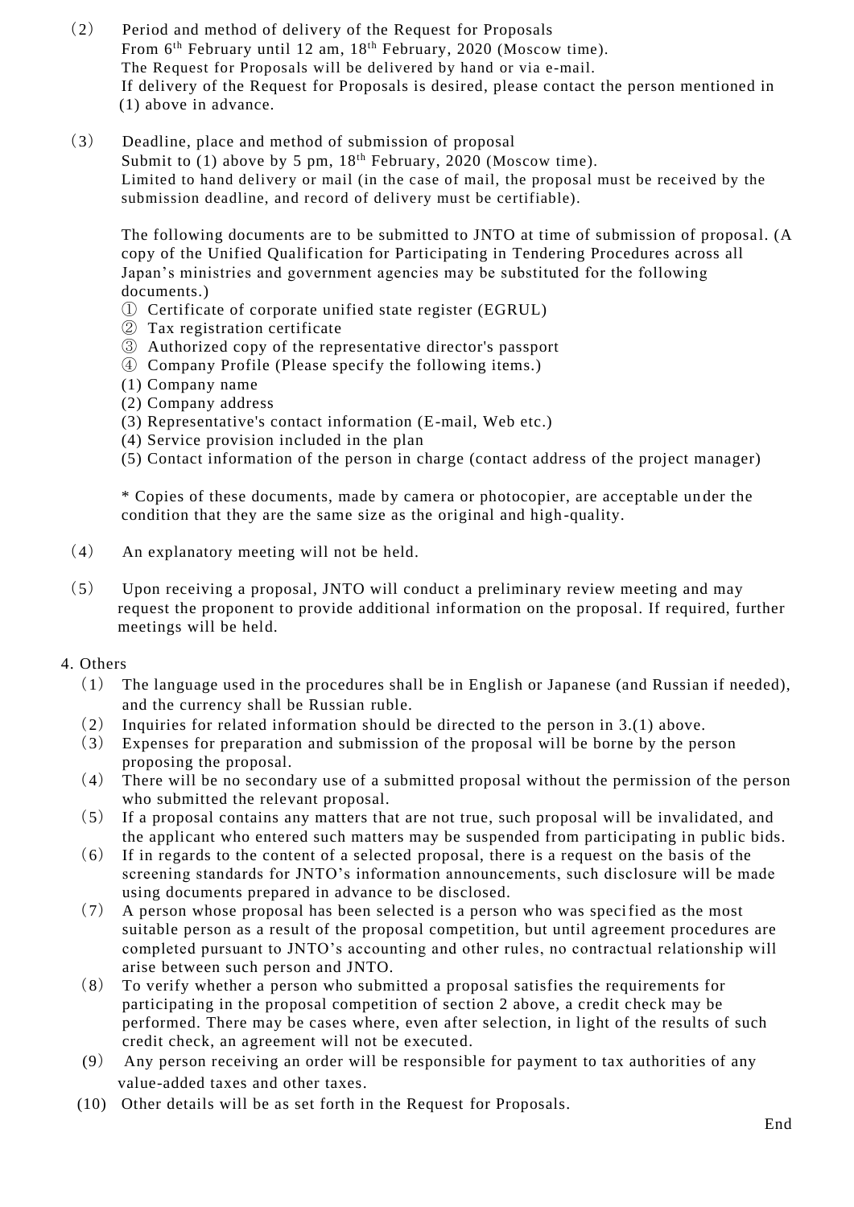(2) Period and method of delivery of the Request for Proposals
From 6th February until 12 am, 18th February, 2020 (Moscow time).
The Request for Proposals will be delivered by hand or via e-mail.
If delivery of the Request for Proposals is desired, please contact the person mentioned in (1) above in advance.

(3) Deadline, place and method of submission of proposal
Submit to (1) above by 5 pm, 18th February, 2020 (Moscow time).
Limited to hand delivery or mail (in the case of mail, the proposal must be received by the submission deadline, and record of delivery must be certifiable).

The following documents are to be submitted to JNTO at time of submission of proposal. (A copy of the Unified Qualification for Participating in Tendering Procedures across all Japan's ministries and government agencies may be substituted for the following documents.)

① Certificate of corporate unified state register (EGRUL)
② Tax registration certificate
③ Authorized copy of the representative director's passport
④ Company Profile (Please specify the following items.)
(1) Company name
(2) Company address
(3) Representative's contact information (E-mail, Web etc.)
(4) Service provision included in the plan
(5) Contact information of the person in charge (contact address of the project manager)

* Copies of these documents, made by camera or photocopier, are acceptable under the condition that they are the same size as the original and high-quality.

(4) An explanatory meeting will not be held.

(5) Upon receiving a proposal, JNTO will conduct a preliminary review meeting and may request the proponent to provide additional information on the proposal. If required, further meetings will be held.

4. Others

(1) The language used in the procedures shall be in English or Japanese (and Russian if needed), and the currency shall be Russian ruble.
(2) Inquiries for related information should be directed to the person in 3.(1) above.
(3) Expenses for preparation and submission of the proposal will be borne by the person proposing the proposal.
(4) There will be no secondary use of a submitted proposal without the permission of the person who submitted the relevant proposal.
(5) If a proposal contains any matters that are not true, such proposal will be invalidated, and the applicant who entered such matters may be suspended from participating in public bids.
(6) If in regards to the content of a selected proposal, there is a request on the basis of the screening standards for JNTO's information announcements, such disclosure will be made using documents prepared in advance to be disclosed.
(7) A person whose proposal has been selected is a person who was specified as the most suitable person as a result of the proposal competition, but until agreement procedures are completed pursuant to JNTO's accounting and other rules, no contractual relationship will arise between such person and JNTO.
(8) To verify whether a person who submitted a proposal satisfies the requirements for participating in the proposal competition of section 2 above, a credit check may be performed. There may be cases where, even after selection, in light of the results of such credit check, an agreement will not be executed.
(9) Any person receiving an order will be responsible for payment to tax authorities of any value-added taxes and other taxes.
(10) Other details will be as set forth in the Request for Proposals.

End